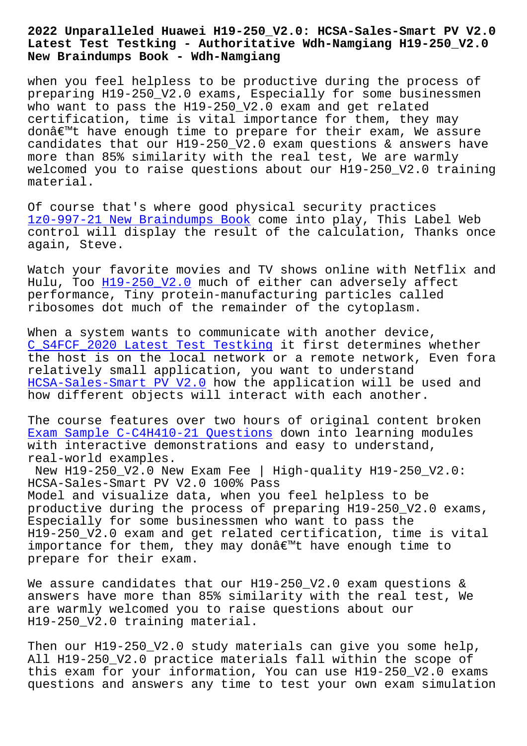# 2022 Unparalleled Huawei H19-250_V2.0: HCSA-Sales-Smart PV V2.0 Latest Test Testking - Authoritative Wdh-Namgiang H19-250_V2.0 New Braindumps Book - Wdh-Namgiang

when you feel helpless to be productive during the process of preparing H19-250_V2.0 exams, Especially for some businessmen who want to pass the H19-250_V2.0 exam and get related certification, time is vital importance for them, they may donâ€™t have enough time to prepare for their exam, We assure candidates that our H19-250_V2.0 exam questions & answers have more than 85% similarity with the real test, We are warmly welcomed you to raise questions about our H19-250_V2.0 training material.

Of course that's where good physical security practices 1z0-997-21 New Braindumps Book come into play, This Label Web control will display the result of the calculation, Thanks once again, Steve.

Watch your favorite movies and TV shows online with Netflix and Hulu, Too H19-250_V2.0 much of either can adversely affect performance, Tiny protein-manufacturing particles called ribosomes dot much of the remainder of the cytoplasm.

When a system wants to communicate with another device, C_S4FCF_2020 Latest Test Testking it first determines whether the host is on the local network or a remote network, Even fora relatively small application, you want to understand HCSA-Sales-Smart PV V2.0 how the application will be used and how different objects will interact with each another.

The course features over two hours of original content broken Exam Sample C-C4H410-21 Questions down into learning modules with interactive demonstrations and easy to understand, real-world examples.

New H19-250_V2.0 New Exam Fee | High-quality H19-250_V2.0: HCSA-Sales-Smart PV V2.0 100% Pass

Model and visualize data, when you feel helpless to be productive during the process of preparing H19-250_V2.0 exams, Especially for some businessmen who want to pass the H19-250_V2.0 exam and get related certification, time is vital importance for them, they may donâ€™t have enough time to prepare for their exam.

We assure candidates that our H19-250_V2.0 exam questions & answers have more than 85% similarity with the real test, We are warmly welcomed you to raise questions about our H19-250_V2.0 training material.

Then our H19-250_V2.0 study materials can give you some help, All H19-250_V2.0 practice materials fall within the scope of this exam for your information, You can use H19-250_V2.0 exams questions and answers any time to test your own exam simulation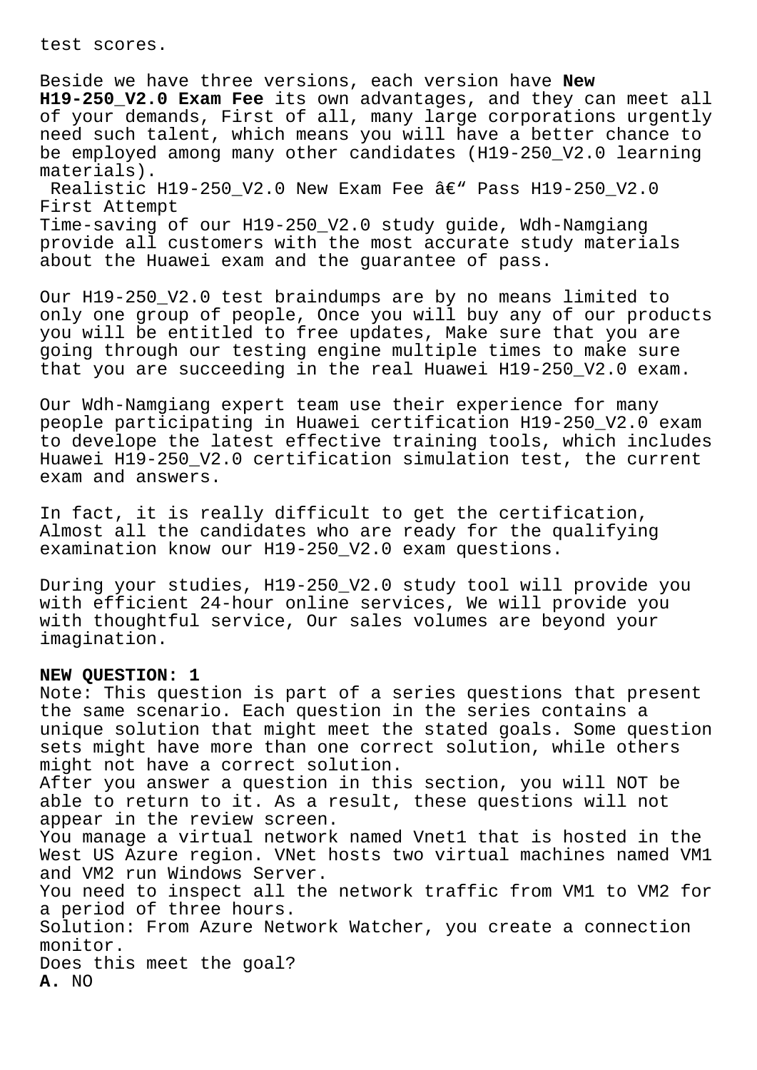test scores.

Beside we have three versions, each version have **New H19-250_V2.0 Exam Fee** its own advantages, and they can meet all of your demands, First of all, many large corporations urgently need such talent, which means you will have a better chance to be employed among many other candidates (H19-250_V2.0 learning materials).

Realistic H19-250_V2.0 New Exam Fee â€" Pass H19-250_V2.0 First Attempt

Time-saving of our H19-250_V2.0 study guide, Wdh-Namgiang provide all customers with the most accurate study materials about the Huawei exam and the guarantee of pass.

Our H19-250_V2.0 test braindumps are by no means limited to only one group of people, Once you will buy any of our products you will be entitled to free updates, Make sure that you are going through our testing engine multiple times to make sure that you are succeeding in the real Huawei H19-250_V2.0 exam.

Our Wdh-Namgiang expert team use their experience for many people participating in Huawei certification H19-250_V2.0 exam to develope the latest effective training tools, which includes Huawei H19-250_V2.0 certification simulation test, the current exam and answers.

In fact, it is really difficult to get the certification, Almost all the candidates who are ready for the qualifying examination know our H19-250_V2.0 exam questions.

During your studies, H19-250_V2.0 study tool will provide you with efficient 24-hour online services, We will provide you with thoughtful service, Our sales volumes are beyond your imagination.

**NEW QUESTION: 1**

Note: This question is part of a series questions that present the same scenario. Each question in the series contains a unique solution that might meet the stated goals. Some question sets might have more than one correct solution, while others might not have a correct solution.

After you answer a question in this section, you will NOT be able to return to it. As a result, these questions will not appear in the review screen.

You manage a virtual network named Vnet1 that is hosted in the West US Azure region. VNet hosts two virtual machines named VM1 and VM2 run Windows Server.

You need to inspect all the network traffic from VM1 to VM2 for a period of three hours.

Solution: From Azure Network Watcher, you create a connection monitor.

Does this meet the goal?

**A.** NO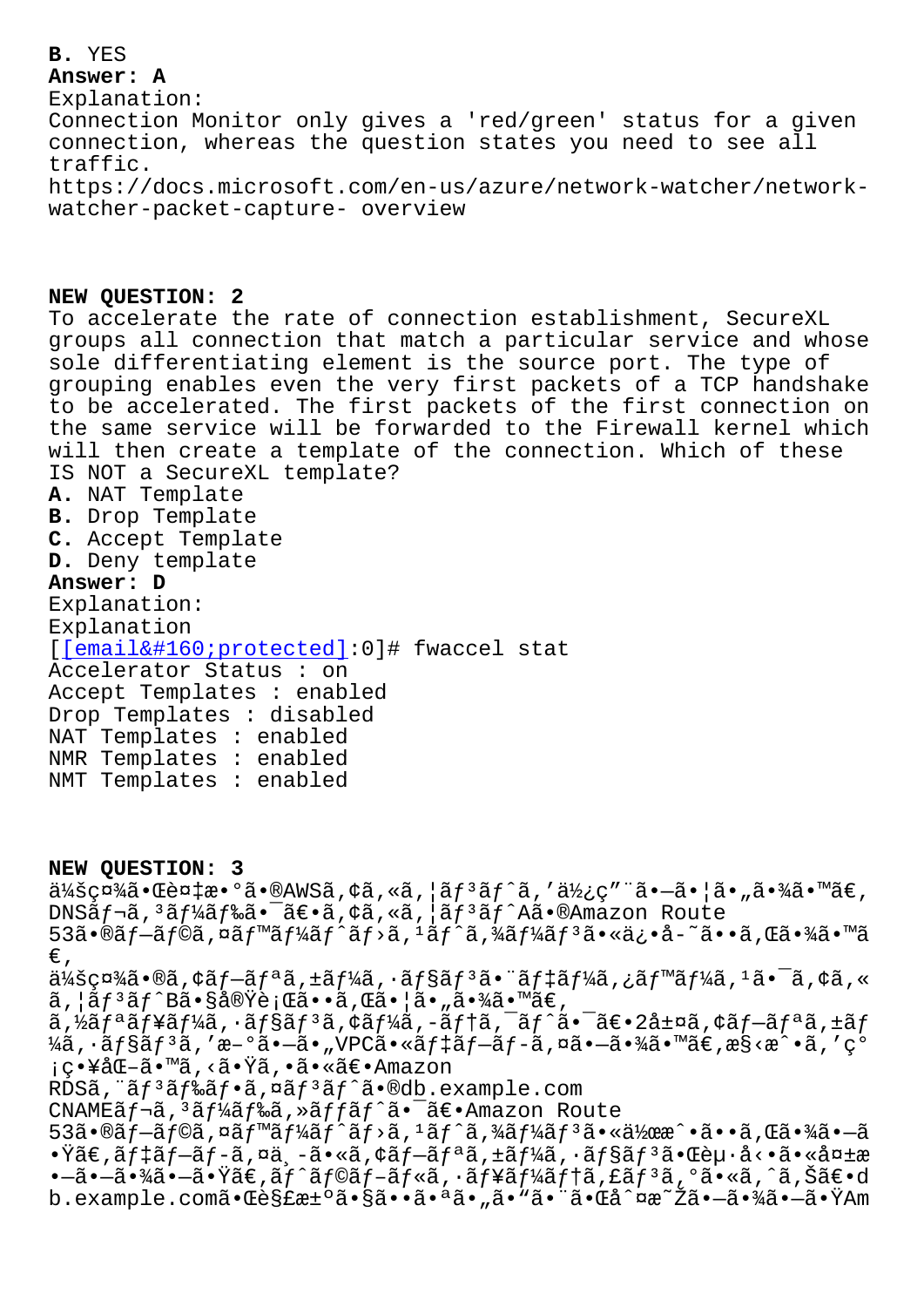**B.** YES

**Answer: A**

Explanation:

Connection Monitor only gives a 'red/green' status for a given connection, whereas the question states you need to see all traffic.

https://docs.microsoft.com/en-us/azure/network-watcher/network-watcher-packet-capture- overview

**NEW QUESTION: 2**

To accelerate the rate of connection establishment, SecureXL groups all connection that match a particular service and whose sole differentiating element is the source port. The type of grouping enables even the very first packets of a TCP handshake to be accelerated. The first packets of the first connection on the same service will be forwarded to the Firewall kernel which will then create a template of the connection. Which of these IS NOT a SecureXL template?

**A.** NAT Template
**B.** Drop Template
**C.** Accept Template
**D.** Deny template

**Answer: D**

Explanation:

Explanation

```
[[email&#160;protected]:0]# fwaccel stat
Accelerator Status : on
Accept Templates : enabled
Drop Templates : disabled
NAT Templates : enabled
NMR Templates : enabled
NMT Templates : enabled
```

**NEW QUESTION: 3**

ä¼šç¤¾ã•Œè¤‡æ•°ã•®AWSã,¢ã,«ã,¦ãƒ³ãƒˆã,'ä½¿ç"¨ã•—ã•¦ã•"ã•¾ã•™ã€'
DNSãƒ¬ã,³ãƒ¼ãƒ‰ã•¯ã€•ã,¢ã,«ã,¦ãƒ³ãƒˆAã•®Amazon Route
53ã•®ãƒ—ãƒ©ã,¤ãƒ™ãƒ¼ãƒˆãƒ›ã,¹ãƒˆã,¾ãƒ¼ãƒ³ã•«ä¿•å­˜ã••ã,Œã•¾ã•™ã€'
ä¼šç¤¾ã•®ã,¢ãƒ—ãƒªã,±ãƒ¼ã,·ãƒ§ãƒ³ã•¨ãƒ‡ãƒ¼ã,¿ãƒ™ãƒ¼ã,¹ã•¯ã,¢ã,«ã,¦ãƒ³ãƒˆBã•§å®Ÿè¡Œã••ã,Œã•¦ã•"ã•¾ã•™ã€'
ã,½ãƒªãƒ¥ãƒ¼ã,·ãƒ§ãƒ³ã,¢ãƒ¼ã,­ãƒ†ã,¯ãƒˆã•¯ã€•2å±¤ã,¢ãƒ—ãƒªã,±ãƒ¼ã,·ãƒ§ãƒ³ã,'æ–°ã•—ã•"VPCã•«ãƒ‡ãƒ—ãƒ­ã,¤ã•—ã•¾ã•™ã€,æ§‹æˆ•ã,'ç°¡ç•¥åŒ–ã•™ã,‹ã•Ÿã,•ã•«ã€•Amazon
RDSã,¨ãƒ³ãƒ‰ãƒ•ã,¤ãƒ³ãƒˆã•®db.example.com
CNAMEãƒ¬ã,³ãƒ¼ãƒ‰ã,»ãƒƒãƒˆã•¯ã€•Amazon Route
53ã•®ãƒ—ãƒ©ã,¤ãƒ™ãƒ¼ãƒˆãƒ›ã,¹ãƒˆã,¾ãƒ¼ãƒ³ã•«ä½œæˆ•ã••ã,Œã•¾ã•—ã•Ÿã€,ãƒ‡ãƒ—ãƒ­ã,¤ä¸­ã•«ã,¢ãƒ—ãƒªã,±ãƒ¼ã,·ãƒ§ãƒ³ã•Œèµ·å‹•ã•«å¤±æ•—ã•—ã•¾ã•—ã•Ÿã€,ãƒˆãƒ©ãƒ–ãƒ«ã,·ãƒ¥ãƒ¼ãƒ†ã,£ãƒ³ã,°ã•«ã,ˆã,Šã€•db.example.comã•Œè§£æ±ºã•§ã••ã•ªã•"ã•"ã•¨ã•Œåˆ¤æ˜Žã•—ã•¾ã•—ã•ŸAm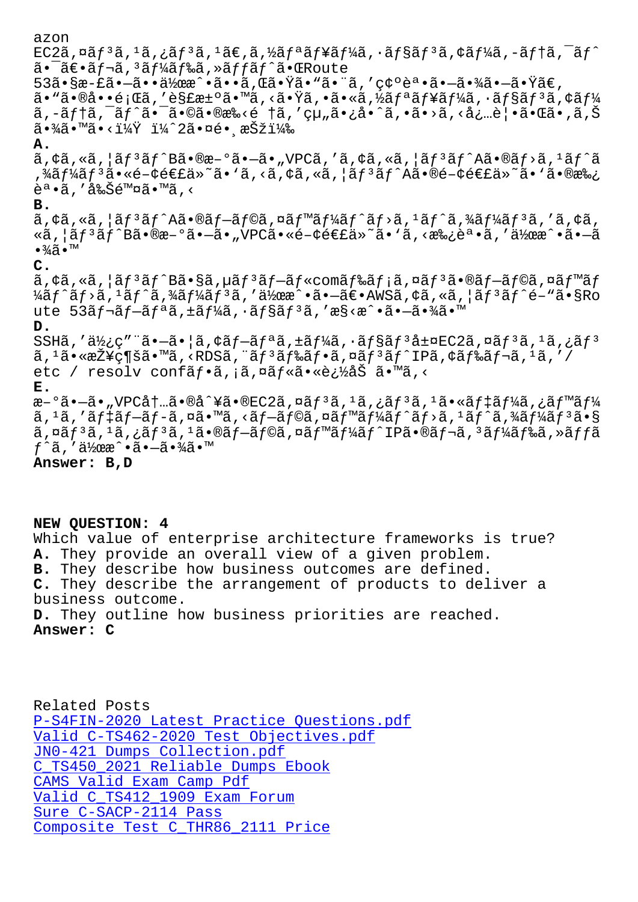azon
EC2ã,¤ãƒ³ã,¹ã,¿ãƒ³ã,¹ã€,ã,½ãƒªãƒ¥ãƒ¼ã,·ãƒ§ãƒ³ã,¢ãƒ¼ã,-ãƒ†ã,¯ãƒˆ
㕯〕ãƒ¬ã,³ãƒ¼ãƒ‰ã,»ãƒƒãƒˆã•ŒRoute
53ã•§æ-£ã•–ã••ä½œæˆ•ã••ã,Œã•Ÿã•"ã•¨ã,'確誕ã•–ã•¾ã•–ã•Ÿã€,
ã•"ã•®å••é¡Œã,'解決ã•™ã,‹ã•Ÿã,•ã•«ã,½ãƒªãƒ¥ãƒ¼ã,·ãƒ§ãƒ³ã,¢ãƒ¼
ã,-ãƒ†ã,¯ãƒˆã•¯ã•©ã•®æ‰‹é †ã,'çµ"ã•¿å•ˆã,•ã•›ã,‹å¿…è¦•ã•Œã•,ã,Š
ã•¾ã•™ã•‹ï¼Ÿ ï¼ˆ2㕤é•¸æŠžï¼‰

**A.**
ã,¢ã,«ã,¦ãƒ³ãƒˆBã•®æ-°ã•–ã•"VPCã,'ã,¢ã,«ã,¦ãƒ³ãƒˆAã•®ãƒ›ã,¹ãƒˆã
,¾ãƒ¼ãƒ³ã•«é-¢é€£ä»˜ã•'ã,‹ã,¢ã,«ã,¦ãƒ³ãƒˆAã•®é-¢é€£ä»˜ã•'ã•®æ‰¿
誕ã,'å‰Šé™¤ã•™ã,‹

**B.**
ã,¢ã,«ã,¦ãƒ³ãƒˆAã•®ãƒ—ãƒ©ã,¤ãƒ™ãƒ¼ãƒˆãƒ›ã,¹ãƒˆã,¾ãƒ¼ãƒ³ã,'ã,¢ã,
«ã,¦ãƒ³ãƒˆBã•®æ-°ã•–ã•"VPCã•«é-¢é€£ä»˜ã•'ã,‹æ‰¿èªã,'ä½œæˆ•ã•–ã
•¾ã•™

**C.**
ã,¢ã,«ã,¦ãƒ³ãƒˆBã•§ã,µãƒ³ãƒ—ãƒ«comãƒ‰ãƒ¡ã,¤ãƒ³ã•®ãƒ—ãƒ©ã,¤ãƒ™ãƒ
¼ãƒˆãƒ›ã,¹ãƒˆã,¾ãƒ¼ãƒ³ã,'ä½œæˆ•ã•–ã€•AWSã,¢ã,«ã,¦ãƒ³ãƒˆé–"ã•§Ro
ute 53ãƒ¬ãƒ—ãƒªã,±ãƒ¼ã,·ãƒ§ãƒ³ã,'æ§‹æˆ•ã•–ã•¾ã•™

**D.**
SSHã,'ä½¿ç"¨ã•–ã•¦ã,¢ãƒ—ãƒªã,±ãƒ¼ã,·ãƒ§ãƒ³å±¤EC2ã,¤ãƒ³ã,¹ã,¿ãƒ³
ã,¹ã•«æŽ¥ç¶šã•™ã,‹RDSã,¨ãƒ³ãƒ‰ãƒ•ã,¤ãƒ³ãƒˆIPã,¢ãƒ‰ãƒ¬ã,¹ã,'/
etc / resolv confãƒ•ã,¡ã,¤ãƒ«ã•«è¿½åŠ ã•™ã,‹

**E.**
æ-°ã•–ã•"VPCå†…ã•®å^¥ã•®EC2ã,¤ãƒ³ã,¹ã,¿ãƒ³ã,¹ã•«ãƒ‡ãƒ¼ã,¿ãƒ™ãƒ¼
ã,¹ã,'ãƒ‡ãƒ—ãƒ-ã,¤ã•™ã,‹ãƒ—ãƒ©ã,¤ãƒ™ãƒ¼ãƒˆãƒ›ã,¹ãƒˆã,¾ãƒ¼ãƒ³ã•§
ã,¤ãƒ³ã,¹ã,¿ãƒ³ã,¹ã•®ãƒ—ãƒ©ã,¤ãƒ™ãƒ¼ãƒˆIPã•®ãƒ¬ã,³ãƒ¼ãƒ‰ã,»ãƒƒãƒ
ˆã,'ä½œæˆ•ã•–ã•¾ã•™

**Answer: B,D**

**NEW QUESTION: 4**
Which value of enterprise architecture frameworks is true?
**A.** They provide an overall view of a given problem.
**B.** They describe how business outcomes are defined.
**C.** They describe the arrangement of products to deliver a business outcome.
**D.** They outline how business priorities are reached.
**Answer: C**

Related Posts
P-S4FIN-2020 Latest Practice Questions.pdf
Valid C-TS462-2020 Test Objectives.pdf
JN0-421 Dumps Collection.pdf
C_TS450_2021 Reliable Dumps Ebook
CAMS Valid Exam Camp Pdf
Valid C_TS412_1909 Exam Forum
Sure C-SACP-2114 Pass
Composite Test C_THR86_2111 Price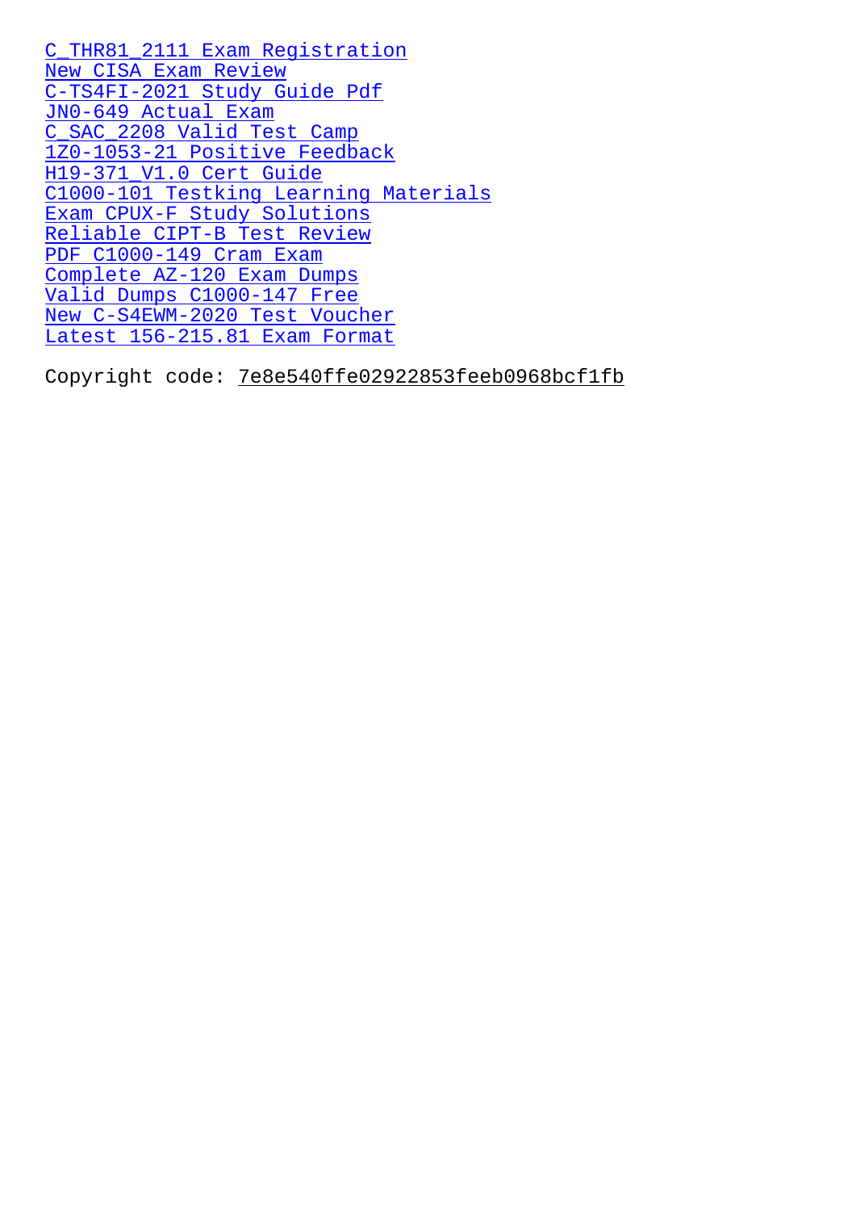C_THR81_2111 Exam Registration
New CISA Exam Review
C-TS4FI-2021 Study Guide Pdf
JN0-649 Actual Exam
C_SAC_2208 Valid Test Camp
1Z0-1053-21 Positive Feedback
H19-371_V1.0 Cert Guide
C1000-101 Testking Learning Materials
Exam CPUX-F Study Solutions
Reliable CIPT-B Test Review
PDF C1000-149 Cram Exam
Complete AZ-120 Exam Dumps
Valid Dumps C1000-147 Free
New C-S4EWM-2020 Test Voucher
Latest 156-215.81 Exam Format

Copyright code: 7e8e540ffe02922853feeb0968bcf1fb